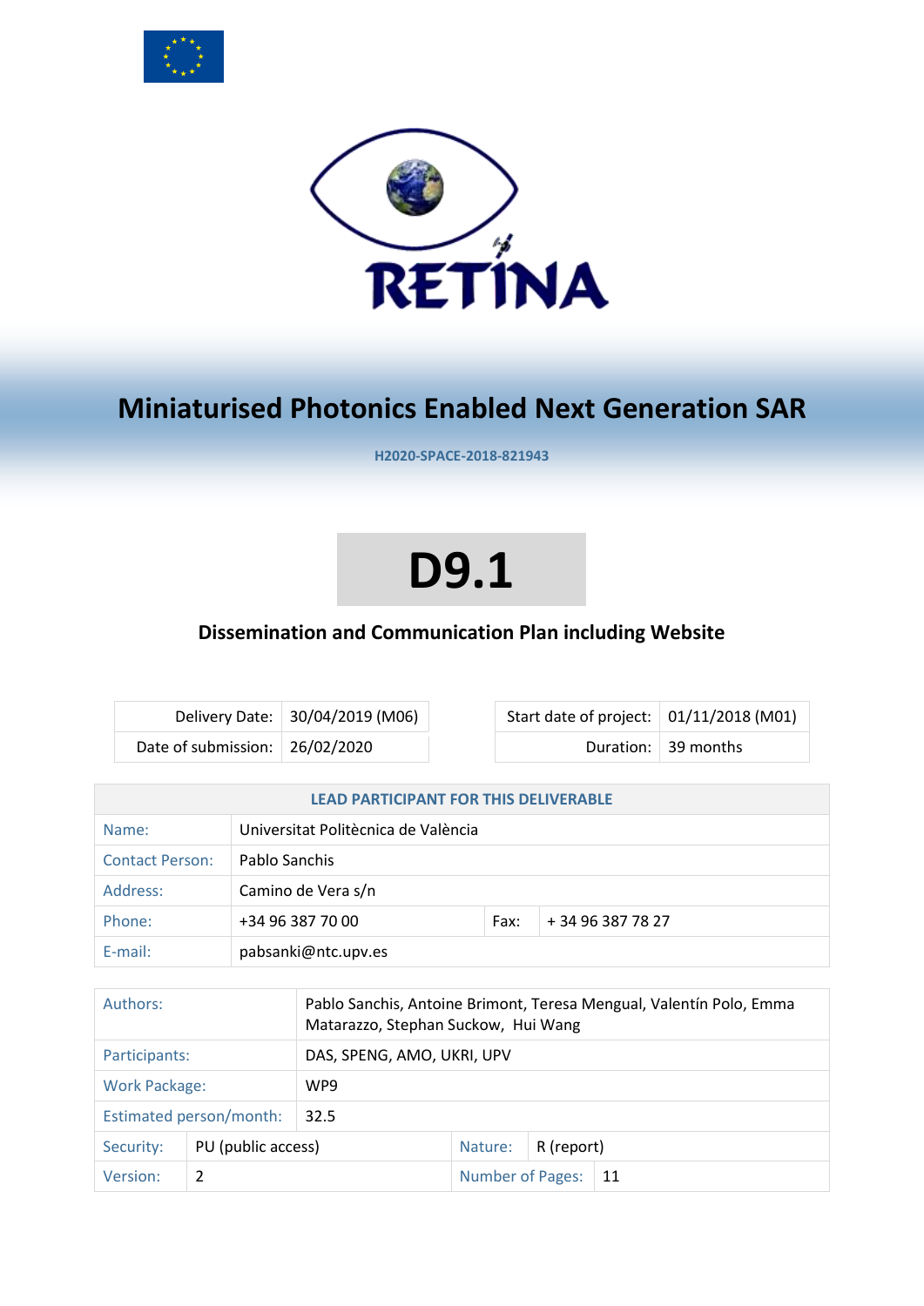RETINA

# Miniaturised Photonics Enabled Next Generation SAR

**H2020-SPACE-2018-821943**

# D9.1

## Dissemination and Communication Plan including Website

| | |
|---|---|
| Delivery Date: | 30/04/2019 (M06) |
| Date of submission: | 26/02/2020 |

| | |
|---|---|
| Start date of project: | 01/11/2018 (M01) |
| Duration: | 39 months |

| LEAD PARTICIPANT FOR THIS DELIVERABLE | | | |
|---|---|---|---|
| Name: | Universitat Politècnica de València | | |
| Contact Person: | Pablo Sanchis | | |
| Address: | Camino de Vera s/n | | |
| Phone: | +34 96 387 70 00 | Fax: | + 34 96 387 78 27 |
| E-mail: | pabsanki@ntc.upv.es | | |

| | | | |
|---|---|---|---|
| Authors: | Pablo Sanchis, Antoine Brimont, Teresa Mengual, Valentín Polo, Emma Matarazzo, Stephan Suckow, Hui Wang | | |
| Participants: | DAS, SPENG, AMO, UKRI, UPV | | |
| Work Package: | WP9 | | |
| Estimated person/month: | 32.5 | | |
| Security: | PU (public access) | Nature: | R (report) |
| Version: | 2 | Number of Pages: | 11 |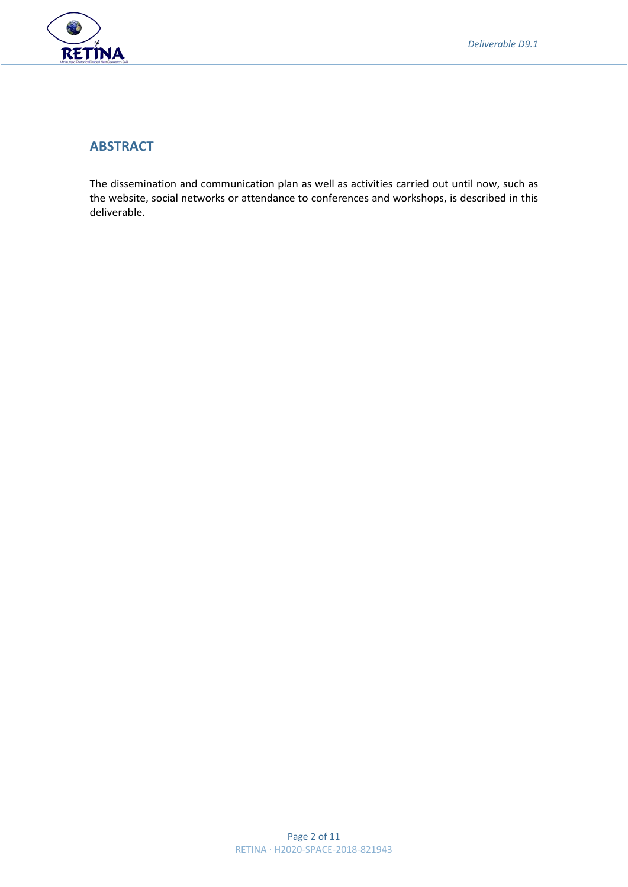## ABSTRACT

The dissemination and communication plan as well as activities carried out until now, such as the website, social networks or attendance to conferences and workshops, is described in this deliverable.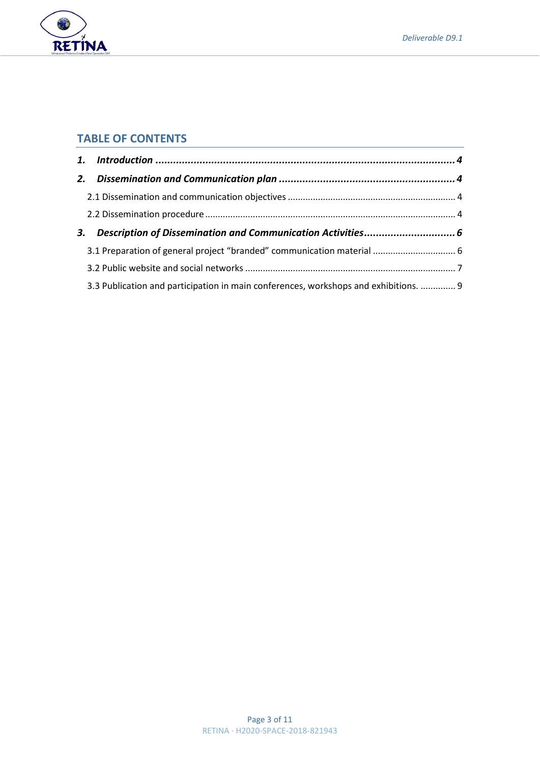## TABLE OF CONTENTS

**1. *Introduction* ........................................................................................................ 4**

**2. *Dissemination and Communication plan* ............................................................ 4**

2.1 Dissemination and communication objectives ................................................................... 4

2.2 Dissemination procedure ................................................................................................... 4

**3. *Description of Dissemination and Communication Activities* ................................ 6**

3.1 Preparation of general project "branded" communication material ................................. 6

3.2 Public website and social networks ................................................................................... 7

3.3 Publication and participation in main conferences, workshops and exhibitions. .............. 9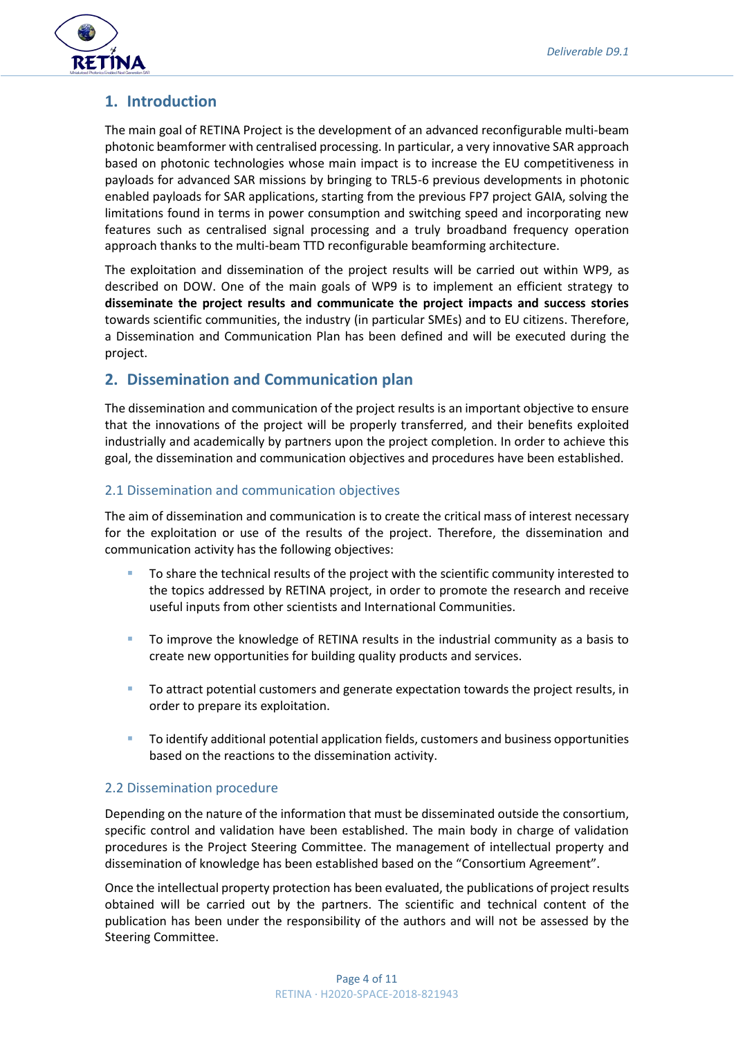# 1. Introduction

The main goal of RETINA Project is the development of an advanced reconfigurable multi-beam photonic beamformer with centralised processing. In particular, a very innovative SAR approach based on photonic technologies whose main impact is to increase the EU competitiveness in payloads for advanced SAR missions by bringing to TRL5-6 previous developments in photonic enabled payloads for SAR applications, starting from the previous FP7 project GAIA, solving the limitations found in terms in power consumption and switching speed and incorporating new features such as centralised signal processing and a truly broadband frequency operation approach thanks to the multi-beam TTD reconfigurable beamforming architecture.

The exploitation and dissemination of the project results will be carried out within WP9, as described on DOW. One of the main goals of WP9 is to implement an efficient strategy to **disseminate the project results and communicate the project impacts and success stories** towards scientific communities, the industry (in particular SMEs) and to EU citizens. Therefore, a Dissemination and Communication Plan has been defined and will be executed during the project.

# 2. Dissemination and Communication plan

The dissemination and communication of the project results is an important objective to ensure that the innovations of the project will be properly transferred, and their benefits exploited industrially and academically by partners upon the project completion. In order to achieve this goal, the dissemination and communication objectives and procedures have been established.

## 2.1 Dissemination and communication objectives

The aim of dissemination and communication is to create the critical mass of interest necessary for the exploitation or use of the results of the project. Therefore, the dissemination and communication activity has the following objectives:

- To share the technical results of the project with the scientific community interested to the topics addressed by RETINA project, in order to promote the research and receive useful inputs from other scientists and International Communities.
- To improve the knowledge of RETINA results in the industrial community as a basis to create new opportunities for building quality products and services.
- To attract potential customers and generate expectation towards the project results, in order to prepare its exploitation.
- To identify additional potential application fields, customers and business opportunities based on the reactions to the dissemination activity.

## 2.2 Dissemination procedure

Depending on the nature of the information that must be disseminated outside the consortium, specific control and validation have been established. The main body in charge of validation procedures is the Project Steering Committee. The management of intellectual property and dissemination of knowledge has been established based on the "Consortium Agreement".

Once the intellectual property protection has been evaluated, the publications of project results obtained will be carried out by the partners. The scientific and technical content of the publication has been under the responsibility of the authors and will not be assessed by the Steering Committee.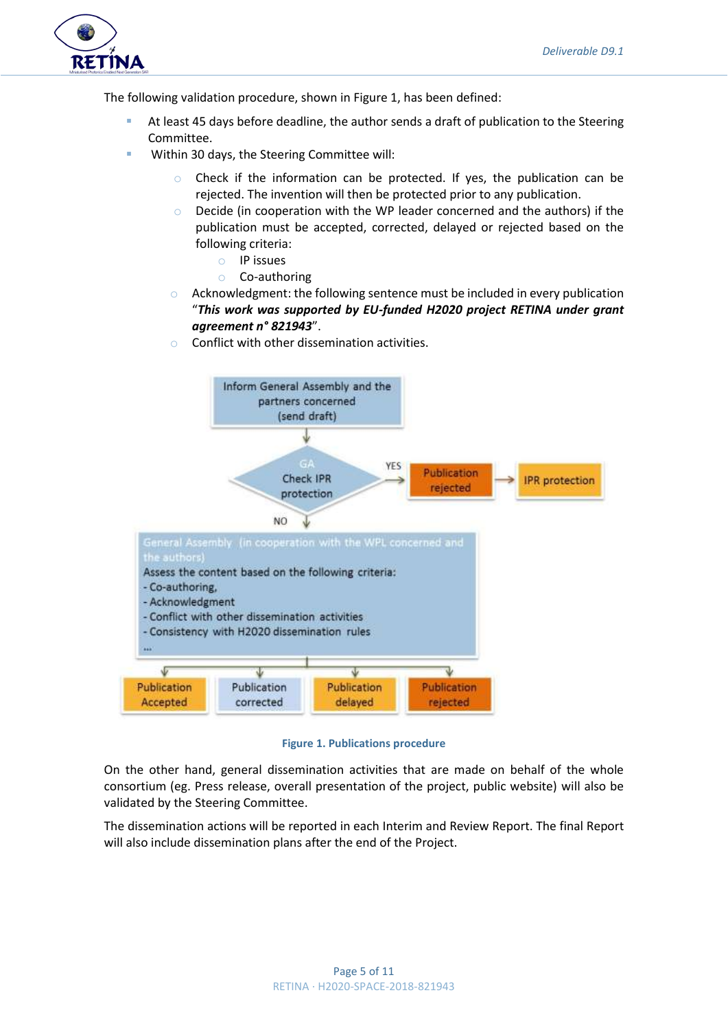The following validation procedure, shown in Figure 1, has been defined:

- At least 45 days before deadline, the author sends a draft of publication to the Steering Committee.
- Within 30 days, the Steering Committee will:
    - Check if the information can be protected. If yes, the publication can be rejected. The invention will then be protected prior to any publication.
    - Decide (in cooperation with the WP leader concerned and the authors) if the publication must be accepted, corrected, delayed or rejected based on the following criteria:
        - IP issues
        - Co-authoring
    - Acknowledgment: the following sentence must be included in every publication "***This work was supported by EU-funded H2020 project RETINA under grant agreement n° 821943***".
    - Conflict with other dissemination activities.

**Figure 1. Publications procedure**

On the other hand, general dissemination activities that are made on behalf of the whole consortium (eg. Press release, overall presentation of the project, public website) will also be validated by the Steering Committee.

The dissemination actions will be reported in each Interim and Review Report. The final Report will also include dissemination plans after the end of the Project.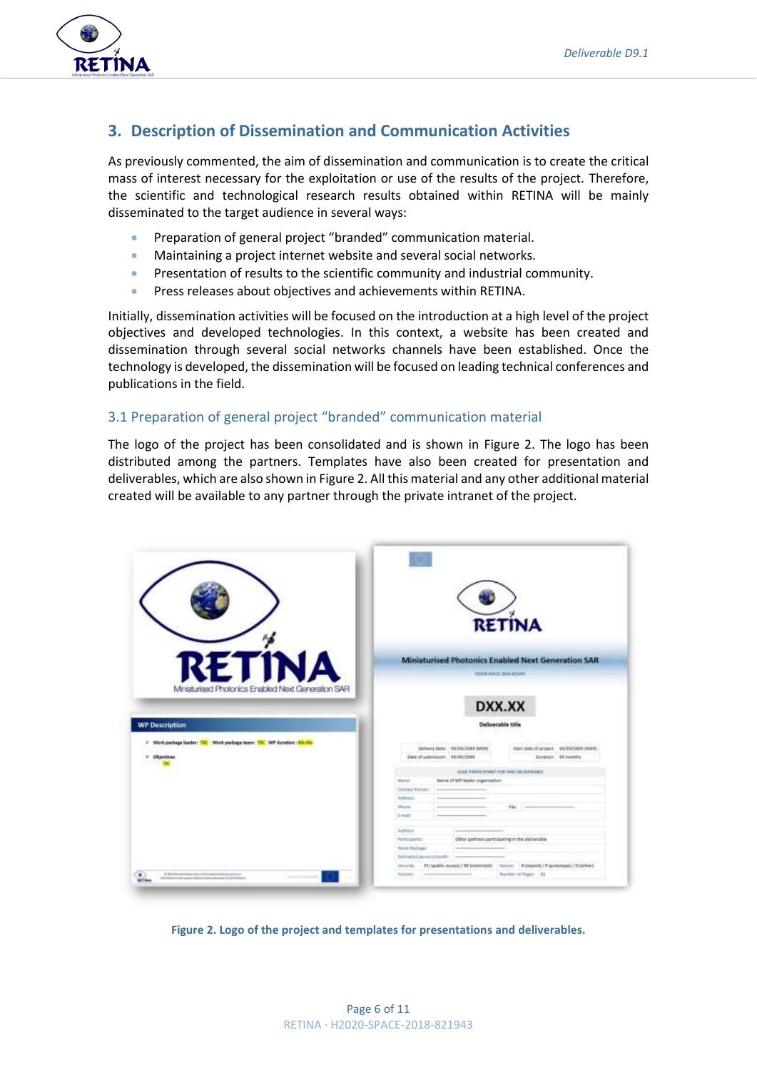## 3. Description of Dissemination and Communication Activities

As previously commented, the aim of dissemination and communication is to create the critical mass of interest necessary for the exploitation or use of the results of the project. Therefore, the scientific and technological research results obtained within RETINA will be mainly disseminated to the target audience in several ways:

- Preparation of general project "branded" communication material.
- Maintaining a project internet website and several social networks.
- Presentation of results to the scientific community and industrial community.
- Press releases about objectives and achievements within RETINA.

Initially, dissemination activities will be focused on the introduction at a high level of the project objectives and developed technologies. In this context, a website has been created and dissemination through several social networks channels have been established. Once the technology is developed, the dissemination will be focused on leading technical conferences and publications in the field.

### 3.1 Preparation of general project "branded" communication material

The logo of the project has been consolidated and is shown in Figure 2. The logo has been distributed among the partners. Templates have also been created for presentation and deliverables, which are also shown in Figure 2. All this material and any other additional material created will be available to any partner through the private intranet of the project.

**Figure 2. Logo of the project and templates for presentations and deliverables.**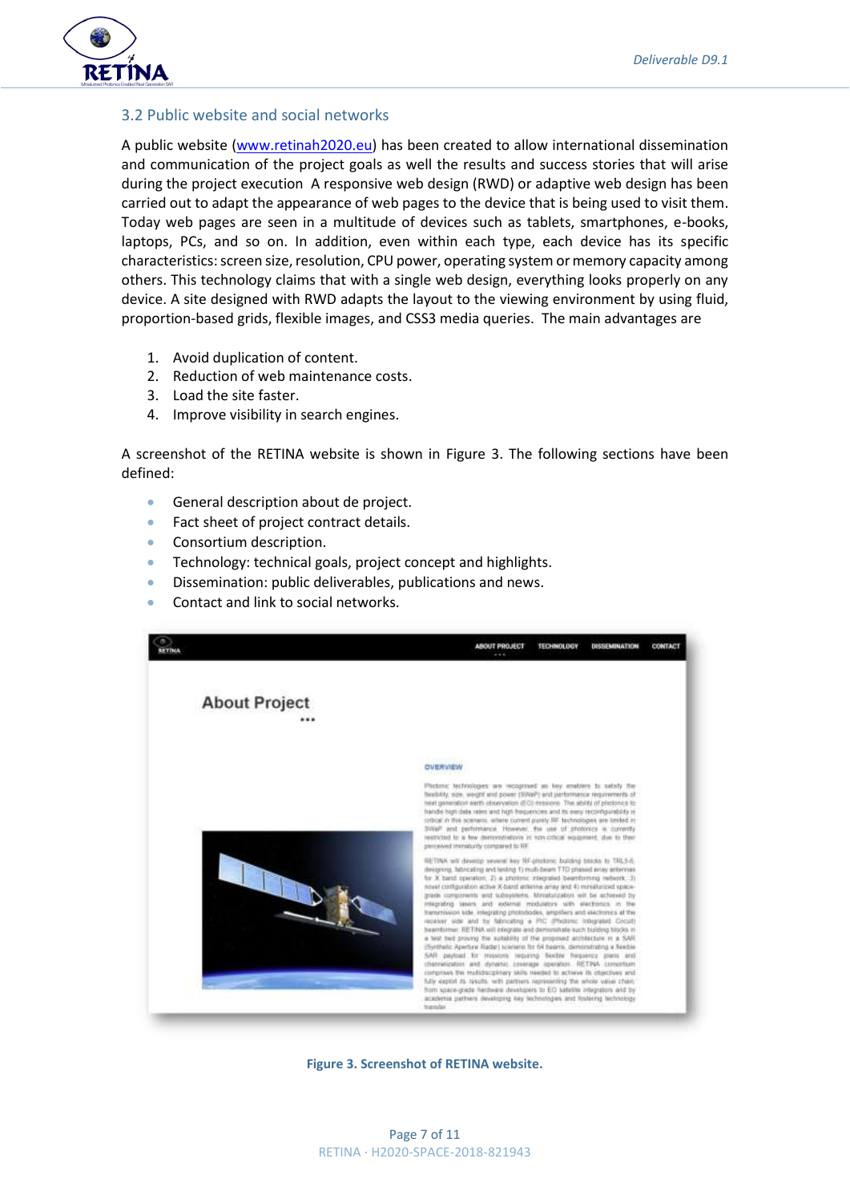## 3.2 Public website and social networks

A public website (www.retinah2020.eu) has been created to allow international dissemination and communication of the project goals as well the results and success stories that will arise during the project execution A responsive web design (RWD) or adaptive web design has been carried out to adapt the appearance of web pages to the device that is being used to visit them. Today web pages are seen in a multitude of devices such as tablets, smartphones, e-books, laptops, PCs, and so on. In addition, even within each type, each device has its specific characteristics: screen size, resolution, CPU power, operating system or memory capacity among others. This technology claims that with a single web design, everything looks properly on any device. A site designed with RWD adapts the layout to the viewing environment by using fluid, proportion-based grids, flexible images, and CSS3 media queries. The main advantages are

1. Avoid duplication of content.
2. Reduction of web maintenance costs.
3. Load the site faster.
4. Improve visibility in search engines.

A screenshot of the RETINA website is shown in Figure 3. The following sections have been defined:

- General description about de project.
- Fact sheet of project contract details.
- Consortium description.
- Technology: technical goals, project concept and highlights.
- Dissemination: public deliverables, publications and news.
- Contact and link to social networks.

**Figure 3. Screenshot of RETINA website.**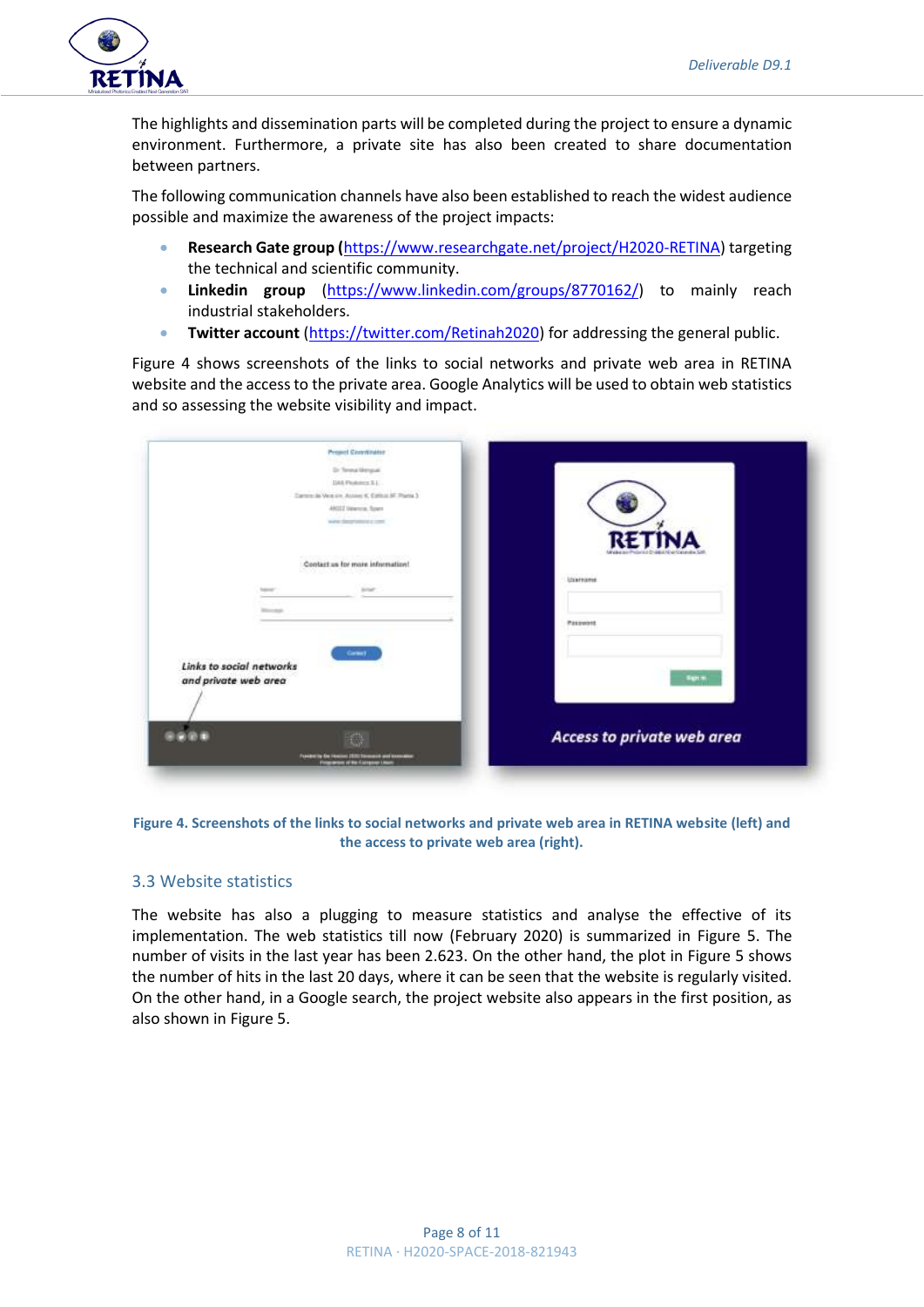The highlights and dissemination parts will be completed during the project to ensure a dynamic environment. Furthermore, a private site has also been created to share documentation between partners.

The following communication channels have also been established to reach the widest audience possible and maximize the awareness of the project impacts:

- **Research Gate group** (https://www.researchgate.net/project/H2020-RETINA) targeting the technical and scientific community.
- **Linkedin group** (https://www.linkedin.com/groups/8770162/) to mainly reach industrial stakeholders.
- **Twitter account** (https://twitter.com/Retinah2020) for addressing the general public.

Figure 4 shows screenshots of the links to social networks and private web area in RETINA website and the access to the private area. Google Analytics will be used to obtain web statistics and so assessing the website visibility and impact.

**Figure 4. Screenshots of the links to social networks and private web area in RETINA website (left) and the access to private web area (right).**

## 3.3 Website statistics

The website has also a plugging to measure statistics and analyse the effective of its implementation. The web statistics till now (February 2020) is summarized in Figure 5. The number of visits in the last year has been 2.623. On the other hand, the plot in Figure 5 shows the number of hits in the last 20 days, where it can be seen that the website is regularly visited. On the other hand, in a Google search, the project website also appears in the first position, as also shown in Figure 5.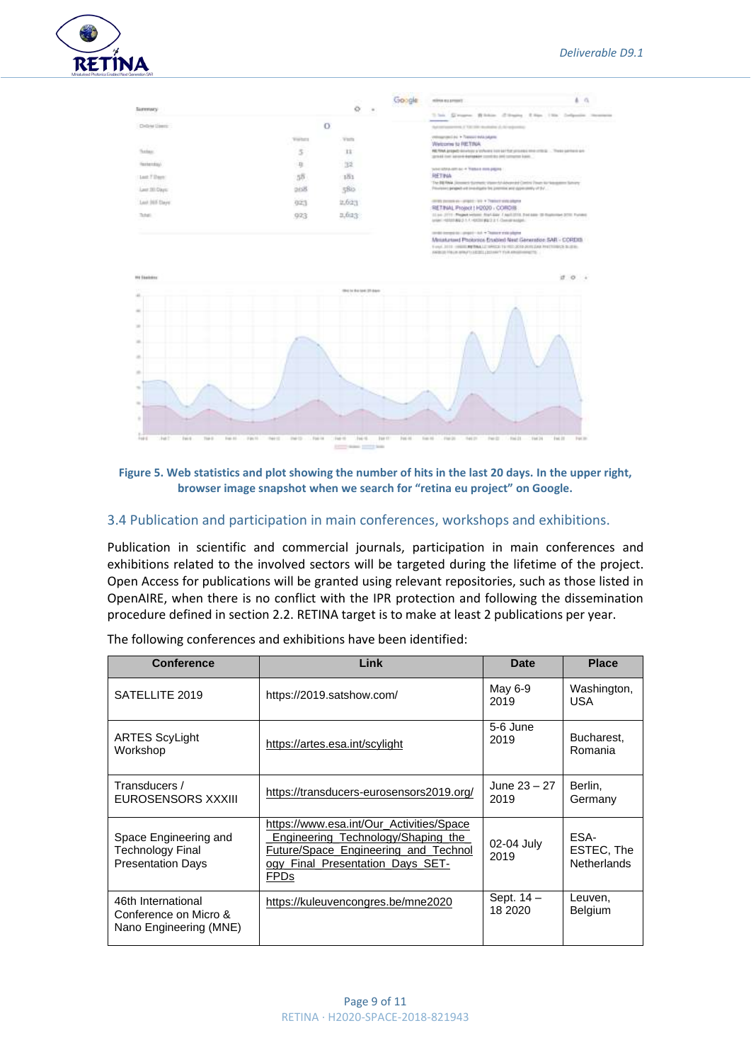Figure 5. Web statistics and plot showing the number of hits in the last 20 days. In the upper right, browser image snapshot when we search for “retina eu project” on Google.

## 3.4 Publication and participation in main conferences, workshops and exhibitions.

Publication in scientific and commercial journals, participation in main conferences and exhibitions related to the involved sectors will be targeted during the lifetime of the project. Open Access for publications will be granted using relevant repositories, such as those listed in OpenAIRE, when there is no conflict with the IPR protection and following the dissemination procedure defined in section 2.2. RETINA target is to make at least 2 publications per year.

The following conferences and exhibitions have been identified:

| Conference | Link | Date | Place |
|---|---|---|---|
| SATELLITE 2019 | https://2019.satshow.com/ | May 6-9 2019 | Washington, USA |
| ARTES ScyLight Workshop | https://artes.esa.int/scylight | 5-6 June 2019 | Bucharest, Romania |
| Transducers / EUROSENSORS XXXIII | https://transducers-eurosensors2019.org/ | June 23 – 27 2019 | Berlin, Germany |
| Space Engineering and Technology Final Presentation Days | https://www.esa.int/Our_Activities/Space_Engineering_Technology/Shaping_the_Future/Space_Engineering_and_Technology_Final_Presentation_Days_SET-FPDs | 02-04 July 2019 | ESA-ESTEC, The Netherlands |
| 46th International Conference on Micro & Nano Engineering (MNE) | https://kuleuvencongres.be/mne2020 | Sept. 14 – 18 2020 | Leuven, Belgium |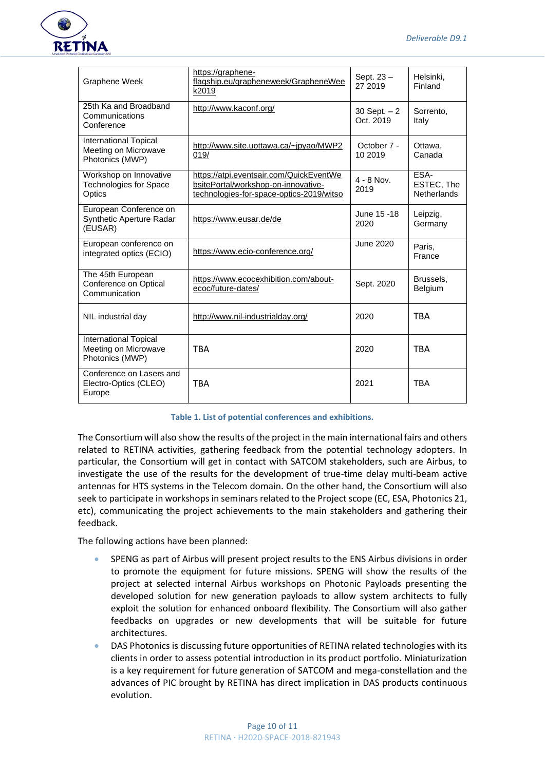| Graphene Week | https://graphene-flagship.eu/grapheneweek/GrapheneWeek2019 | Sept. 23 – 27 2019 | Helsinki, Finland |
|---|---|---|---|
| 25th Ka and Broadband Communications Conference | http://www.kaconf.org/ | 30 Sept. – 2 Oct. 2019 | Sorrento, Italy |
| International Topical Meeting on Microwave Photonics (MWP) | http://www.site.uottawa.ca/~jpyao/MWP2019/ | October 7 - 10 2019 | Ottawa, Canada |
| Workshop on Innovative Technologies for Space Optics | https://atpi.eventsair.com/QuickEventWebsitePortal/workshop-on-innovative-technologies-for-space-optics-2019/witso | 4 - 8 Nov. 2019 | ESA-ESTEC, The Netherlands |
| European Conference on Synthetic Aperture Radar (EUSAR) | https://www.eusar.de/de | June 15 -18 2020 | Leipzig, Germany |
| European conference on integrated optics (ECIO) | https://www.ecio-conference.org/ | June 2020 | Paris, France |
| The 45th European Conference on Optical Communication | https://www.ecocexhibition.com/about-ecoc/future-dates/ | Sept. 2020 | Brussels, Belgium |
| NIL industrial day | http://www.nil-industrialday.org/ | 2020 | TBA |
| International Topical Meeting on Microwave Photonics (MWP) | TBA | 2020 | TBA |
| Conference on Lasers and Electro-Optics (CLEO) Europe | TBA | 2021 | TBA |

**Table 1. List of potential conferences and exhibitions.**

The Consortium will also show the results of the project in the main international fairs and others related to RETINA activities, gathering feedback from the potential technology adopters. In particular, the Consortium will get in contact with SATCOM stakeholders, such are Airbus, to investigate the use of the results for the development of true-time delay multi-beam active antennas for HTS systems in the Telecom domain. On the other hand, the Consortium will also seek to participate in workshops in seminars related to the Project scope (EC, ESA, Photonics 21, etc), communicating the project achievements to the main stakeholders and gathering their feedback.

The following actions have been planned:

- SPENG as part of Airbus will present project results to the ENS Airbus divisions in order to promote the equipment for future missions. SPENG will show the results of the project at selected internal Airbus workshops on Photonic Payloads presenting the developed solution for new generation payloads to allow system architects to fully exploit the solution for enhanced onboard flexibility. The Consortium will also gather feedbacks on upgrades or new developments that will be suitable for future architectures.
- DAS Photonics is discussing future opportunities of RETINA related technologies with its clients in order to assess potential introduction in its product portfolio. Miniaturization is a key requirement for future generation of SATCOM and mega-constellation and the advances of PIC brought by RETINA has direct implication in DAS products continuous evolution.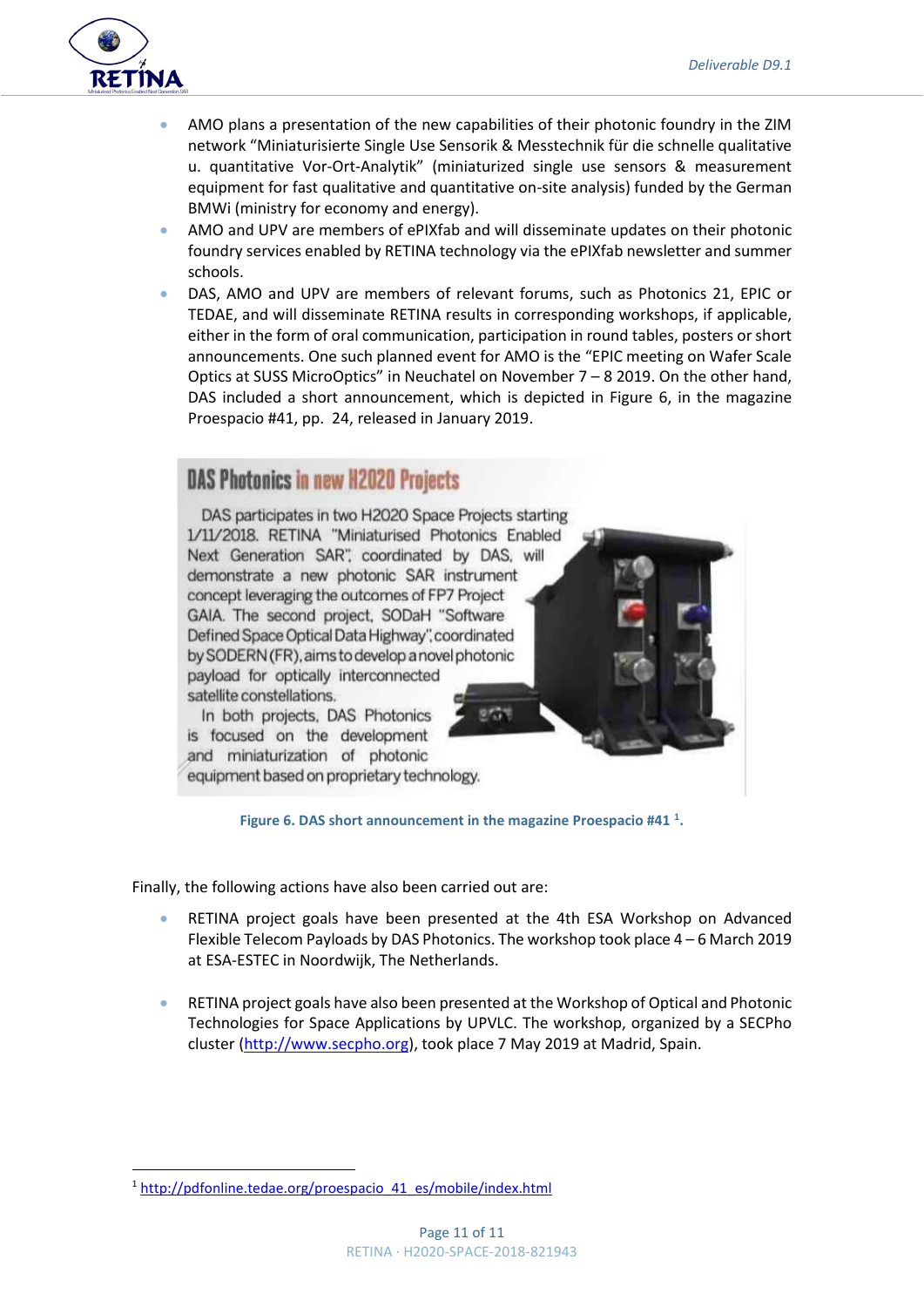- AMO plans a presentation of the new capabilities of their photonic foundry in the ZIM network "Miniaturisierte Single Use Sensorik & Messtechnik für die schnelle qualitative u. quantitative Vor-Ort-Analytik" (miniaturized single use sensors & measurement equipment for fast qualitative and quantitative on-site analysis) funded by the German BMWi (ministry for economy and energy).
- AMO and UPV are members of ePIXfab and will disseminate updates on their photonic foundry services enabled by RETINA technology via the ePIXfab newsletter and summer schools.
- DAS, AMO and UPV are members of relevant forums, such as Photonics 21, EPIC or TEDAE, and will disseminate RETINA results in corresponding workshops, if applicable, either in the form of oral communication, participation in round tables, posters or short announcements. One such planned event for AMO is the "EPIC meeting on Wafer Scale Optics at SUSS MicroOptics" in Neuchatel on November 7 – 8 2019. On the other hand, DAS included a short announcement, which is depicted in Figure 6, in the magazine Proespacio #41, pp. 24, released in January 2019.

**DAS Photonics in new H2020 Projects**

DAS participates in two H2020 Space Projects starting 1/11/2018. RETINA "Miniaturised Photonics Enabled Next Generation SAR", coordinated by DAS, will demonstrate a new photonic SAR instrument concept leveraging the outcomes of FP7 Project GAIA. The second project, SODaH "Software Defined Space Optical Data Highway", coordinated by SODERN (FR), aims to develop a novel photonic payload for optically interconnected satellite constellations.

In both projects, DAS Photonics is focused on the development and miniaturization of photonic equipment based on proprietary technology.

**Figure 6. DAS short announcement in the magazine Proespacio #41** [1]**.**

Finally, the following actions have also been carried out are:

- RETINA project goals have been presented at the 4th ESA Workshop on Advanced Flexible Telecom Payloads by DAS Photonics. The workshop took place 4 – 6 March 2019 at ESA-ESTEC in Noordwijk, The Netherlands.

- RETINA project goals have also been presented at the Workshop of Optical and Photonic Technologies for Space Applications by UPVLC. The workshop, organized by a SECPho cluster (http://www.secpho.org), took place 7 May 2019 at Madrid, Spain.

---

[1] http://pdfonline.tedae.org/proespacio_41_es/mobile/index.html